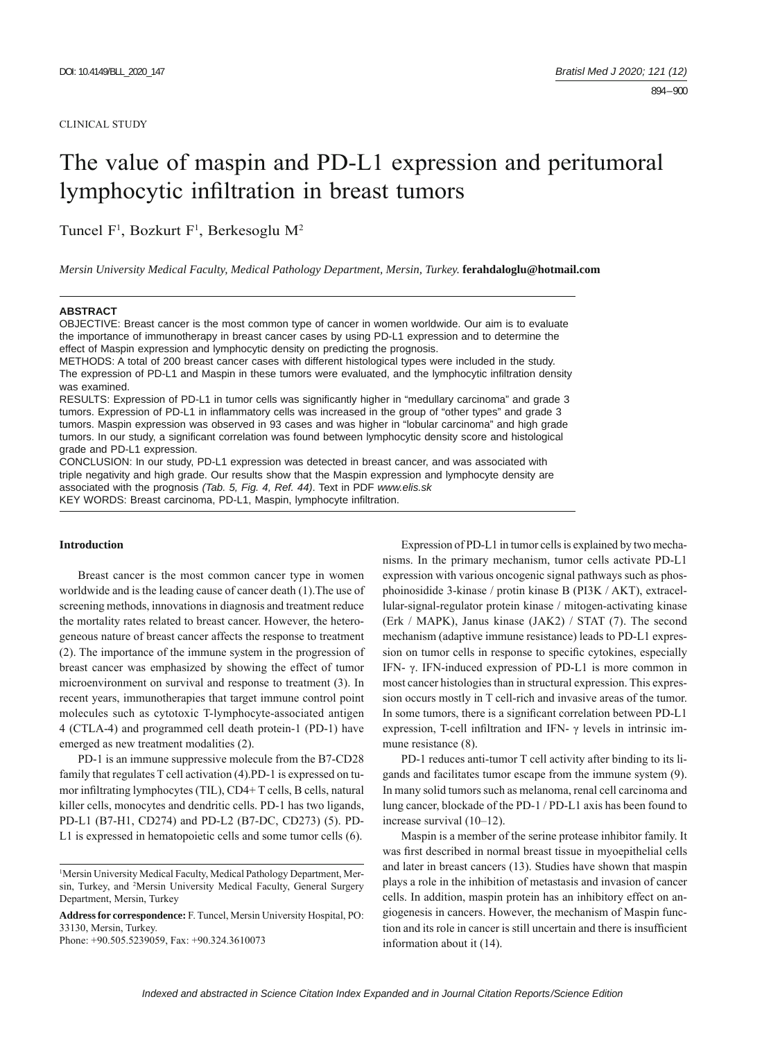CLINICAL STUDY

# The value of maspin and PD-L1 expression and peritumoral lymphocytic infiltration in breast tumors

Tuncel F[1], Bozkurt F[1], Berkesoglu M[2]

*Mersin University Medical Faculty, Medical Pathology Department, Mersin, Turkey.* **ferahdaloglu@hotmail.com**

## ABSTRACT

OBJECTIVE: Breast cancer is the most common type of cancer in women worldwide. Our aim is to evaluate the importance of immunotherapy in breast cancer cases by using PD-L1 expression and to determine the effect of Maspin expression and lymphocytic density on predicting the prognosis.

METHODS: A total of 200 breast cancer cases with different histological types were included in the study. The expression of PD-L1 and Maspin in these tumors were evaluated, and the lymphocytic infiltration density was examined.

RESULTS: Expression of PD-L1 in tumor cells was significantly higher in "medullary carcinoma" and grade 3 tumors. Expression of PD-L1 in inflammatory cells was increased in the group of "other types" and grade 3 tumors. Maspin expression was observed in 93 cases and was higher in "lobular carcinoma" and high grade tumors. In our study, a significant correlation was found between lymphocytic density score and histological grade and PD-L1 expression.

CONCLUSION: In our study, PD-L1 expression was detected in breast cancer, and was associated with triple negativity and high grade. Our results show that the Maspin expression and lymphocyte density are associated with the prognosis *(Tab. 5, Fig. 4, Ref. 44)*. Text in PDF *www.elis.sk*

KEY WORDS: Breast carcinoma, PD-L1, Maspin, lymphocyte infiltration.

## Introduction

Breast cancer is the most common cancer type in women worldwide and is the leading cause of cancer death (1).The use of screening methods, innovations in diagnosis and treatment reduce the mortality rates related to breast cancer. However, the heterogeneous nature of breast cancer affects the response to treatment (2). The importance of the immune system in the progression of breast cancer was emphasized by showing the effect of tumor microenvironment on survival and response to treatment (3). In recent years, immunotherapies that target immune control point molecules such as cytotoxic T-lymphocyte-associated antigen 4 (CTLA-4) and programmed cell death protein-1 (PD-1) have emerged as new treatment modalities (2).

PD-1 is an immune suppressive molecule from the B7-CD28 family that regulates T cell activation (4).PD-1 is expressed on tumor infiltrating lymphocytes (TIL), CD4+ T cells, B cells, natural killer cells, monocytes and dendritic cells. PD-1 has two ligands, PD-L1 (B7-H1, CD274) and PD-L2 (B7-DC, CD273) (5). PD-L1 is expressed in hematopoietic cells and some tumor cells (6).

Expression of PD-L1 in tumor cells is explained by two mechanisms. In the primary mechanism, tumor cells activate PD-L1 expression with various oncogenic signal pathways such as phosphoinosidide 3-kinase / protin kinase B (PI3K / AKT), extracellular-signal-regulator protein kinase / mitogen-activating kinase (Erk / MAPK), Janus kinase (JAK2) / STAT (7). The second mechanism (adaptive immune resistance) leads to PD-L1 expression on tumor cells in response to specific cytokines, especially IFN- γ. IFN-induced expression of PD-L1 is more common in most cancer histologies than in structural expression. This expression occurs mostly in T cell-rich and invasive areas of the tumor. In some tumors, there is a significant correlation between PD-L1 expression, T-cell infiltration and IFN- γ levels in intrinsic immune resistance (8).

PD-1 reduces anti-tumor T cell activity after binding to its ligands and facilitates tumor escape from the immune system (9). In many solid tumors such as melanoma, renal cell carcinoma and lung cancer, blockade of the PD-1 / PD-L1 axis has been found to increase survival (10–12).

Maspin is a member of the serine protease inhibitor family. It was first described in normal breast tissue in myoepithelial cells and later in breast cancers (13). Studies have shown that maspin plays a role in the inhibition of metastasis and invasion of cancer cells. In addition, maspin protein has an inhibitory effect on angiogenesis in cancers. However, the mechanism of Maspin function and its role in cancer is still uncertain and there is insufficient information about it (14).

---

[1]Mersin University Medical Faculty, Medical Pathology Department, Mersin, Turkey, and [2]Mersin University Medical Faculty, General Surgery Department, Mersin, Turkey

**Address for correspondence:** F. Tuncel, Mersin University Hospital, PO: 33130, Mersin, Turkey.

Phone: +90.505.5239059, Fax: +90.324.3610073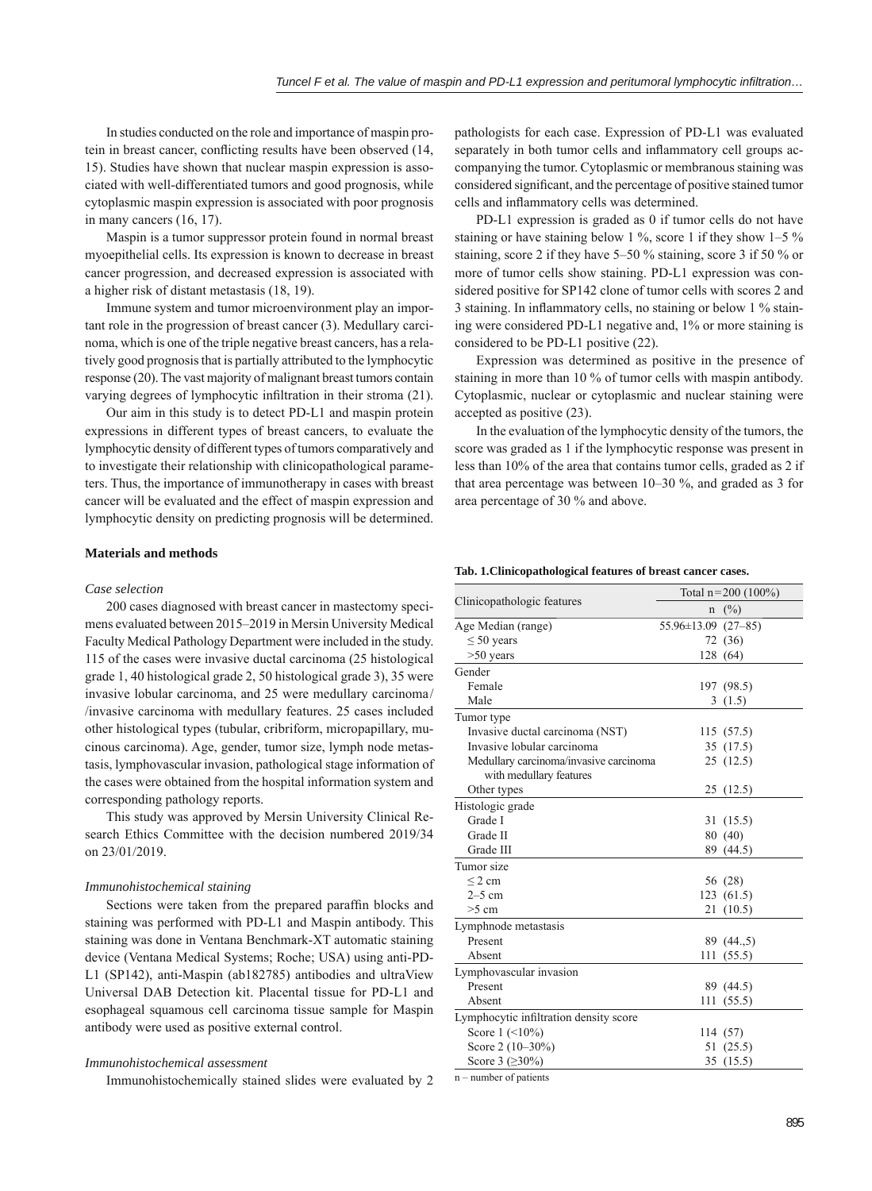In studies conducted on the role and importance of maspin protein in breast cancer, conflicting results have been observed (14, 15). Studies have shown that nuclear maspin expression is associated with well-differentiated tumors and good prognosis, while cytoplasmic maspin expression is associated with poor prognosis in many cancers (16, 17).

Maspin is a tumor suppressor protein found in normal breast myoepithelial cells. Its expression is known to decrease in breast cancer progression, and decreased expression is associated with a higher risk of distant metastasis (18, 19).

Immune system and tumor microenvironment play an important role in the progression of breast cancer (3). Medullary carcinoma, which is one of the triple negative breast cancers, has a relatively good prognosis that is partially attributed to the lymphocytic response (20). The vast majority of malignant breast tumors contain varying degrees of lymphocytic infiltration in their stroma (21).

Our aim in this study is to detect PD-L1 and maspin protein expressions in different types of breast cancers, to evaluate the lymphocytic density of different types of tumors comparatively and to investigate their relationship with clinicopathological parameters. Thus, the importance of immunotherapy in cases with breast cancer will be evaluated and the effect of maspin expression and lymphocytic density on predicting prognosis will be determined.

## Materials and methods

### *Case selection*

200 cases diagnosed with breast cancer in mastectomy specimens evaluated between 2015–2019 in Mersin University Medical Faculty Medical Pathology Department were included in the study. 115 of the cases were invasive ductal carcinoma (25 histological grade 1, 40 histological grade 2, 50 histological grade 3), 35 were invasive lobular carcinoma, and 25 were medullary carcinoma/ /invasive carcinoma with medullary features. 25 cases included other histological types (tubular, cribriform, micropapillary, mucinous carcinoma). Age, gender, tumor size, lymph node metastasis, lymphovascular invasion, pathological stage information of the cases were obtained from the hospital information system and corresponding pathology reports.

This study was approved by Mersin University Clinical Research Ethics Committee with the decision numbered 2019/34 on 23/01/2019.

### *Immunohistochemical staining*

Sections were taken from the prepared paraffin blocks and staining was performed with PD-L1 and Maspin antibody. This staining was done in Ventana Benchmark-XT automatic staining device (Ventana Medical Systems; Roche; USA) using anti-PD-L1 (SP142), anti-Maspin (ab182785) antibodies and ultraView Universal DAB Detection kit. Placental tissue for PD-L1 and esophageal squamous cell carcinoma tissue sample for Maspin antibody were used as positive external control.

### *Immunohistochemical assessment*

Immunohistochemically stained slides were evaluated by 2 pathologists for each case. Expression of PD-L1 was evaluated separately in both tumor cells and inflammatory cell groups accompanying the tumor. Cytoplasmic or membranous staining was considered significant, and the percentage of positive stained tumor cells and inflammatory cells was determined.

PD-L1 expression is graded as 0 if tumor cells do not have staining or have staining below 1 %, score 1 if they show 1–5 % staining, score 2 if they have 5–50 % staining, score 3 if 50 % or more of tumor cells show staining. PD-L1 expression was considered positive for SP142 clone of tumor cells with scores 2 and 3 staining. In inflammatory cells, no staining or below 1 % staining were considered PD-L1 negative and, 1% or more staining is considered to be PD-L1 positive (22).

Expression was determined as positive in the presence of staining in more than 10 % of tumor cells with maspin antibody. Cytoplasmic, nuclear or cytoplasmic and nuclear staining were accepted as positive (23).

In the evaluation of the lymphocytic density of the tumors, the score was graded as 1 if the lymphocytic response was present in less than 10% of the area that contains tumor cells, graded as 2 if that area percentage was between 10–30 %, and graded as 3 for area percentage of 30 % and above.

**Tab. 1.Clinicopathological features of breast cancer cases.**

| Clinicopathologic features | Total n=200 (100%) n (%) |
|---|---|
| Age Median (range) | 55.96±13.09 (27–85) |
| ≤ 50 years | 72 (36) |
| >50 years | 128 (64) |
| Gender | |
| Female | 197 (98.5) |
| Male | 3 (1.5) |
| Tumor type | |
| Invasive ductal carcinoma (NST) | 115 (57.5) |
| Invasive lobular carcinoma | 35 (17.5) |
| Medullary carcinoma/invasive carcinoma with medullary features | 25 (12.5) |
| Other types | 25 (12.5) |
| Histologic grade | |
| Grade I | 31 (15.5) |
| Grade II | 80 (40) |
| Grade III | 89 (44.5) |
| Tumor size | |
| ≤ 2 cm | 56 (28) |
| 2–5 cm | 123 (61.5) |
| >5 cm | 21 (10.5) |
| Lymphnode metastasis | |
| Present | 89 (44.,5) |
| Absent | 111 (55.5) |
| Lymphovascular invasion | |
| Present | 89 (44.5) |
| Absent | 111 (55.5) |
| Lymphocytic infiltration density score | |
| Score 1 (<10%) | 114 (57) |
| Score 2 (10–30%) | 51 (25.5) |
| Score 3 (≥30%) | 35 (15.5) |

n – number of patients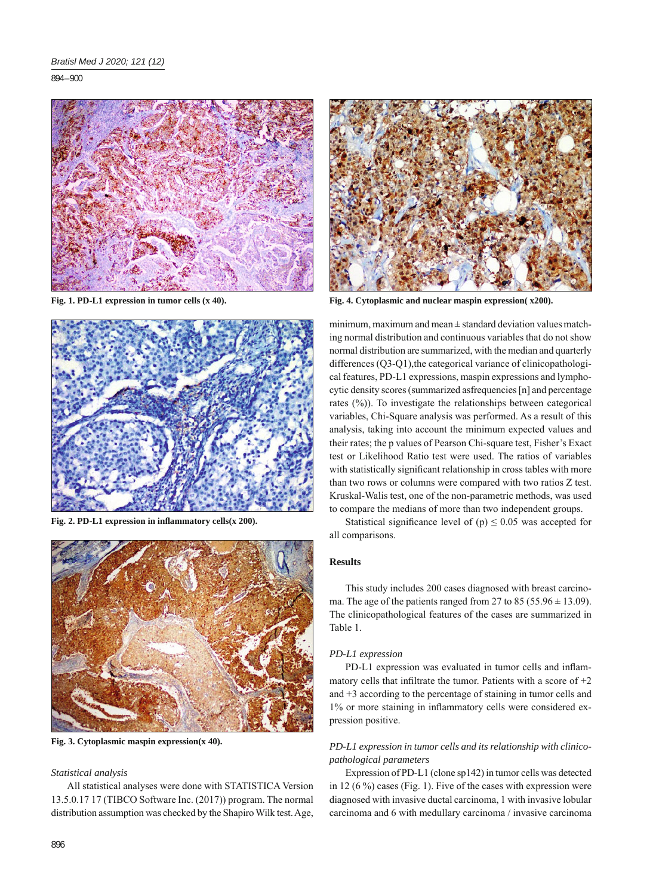Fig. 1. PD-L1 expression in tumor cells (x 40).

Fig. 2. PD-L1 expression in inflammatory cells(x 200).

Fig. 3. Cytoplasmic maspin expression(x 40).

*Statistical analysis*

All statistical analyses were done with STATISTICA Version 13.5.0.17 17 (TIBCO Software Inc. (2017)) program. The normal distribution assumption was checked by the Shapiro Wilk test. Age, minimum, maximum and mean ± standard deviation values matching normal distribution and continuous variables that do not show normal distribution are summarized, with the median and quarterly differences (Q3-Q1),the categorical variance of clinicopathological features, PD-L1 expressions, maspin expressions and lymphocytic density scores (summarized asfrequencies [n] and percentage rates (%)). To investigate the relationships between categorical variables, Chi-Square analysis was performed. As a result of this analysis, taking into account the minimum expected values and their rates; the p values of Pearson Chi-square test, Fisher's Exact test or Likelihood Ratio test were used. The ratios of variables with statistically significant relationship in cross tables with more than two rows or columns were compared with two ratios Z test. Kruskal-Walis test, one of the non-parametric methods, was used to compare the medians of more than two independent groups.

Statistical significance level of (p) ≤ 0.05 was accepted for all comparisons.

Fig. 4. Cytoplasmic and nuclear maspin expression( x200).

## Results

This study includes 200 cases diagnosed with breast carcinoma. The age of the patients ranged from 27 to 85 (55.96 ± 13.09). The clinicopathological features of the cases are summarized in Table 1.

*PD-L1 expression*

PD-L1 expression was evaluated in tumor cells and inflammatory cells that infiltrate the tumor. Patients with a score of +2 and +3 according to the percentage of staining in tumor cells and 1% or more staining in inflammatory cells were considered expression positive.

*PD-L1 expression in tumor cells and its relationship with clinicopathological parameters*

Expression of PD-L1 (clone sp142) in tumor cells was detected in 12 (6 %) cases (Fig. 1). Five of the cases with expression were diagnosed with invasive ductal carcinoma, 1 with invasive lobular carcinoma and 6 with medullary carcinoma / invasive carcinoma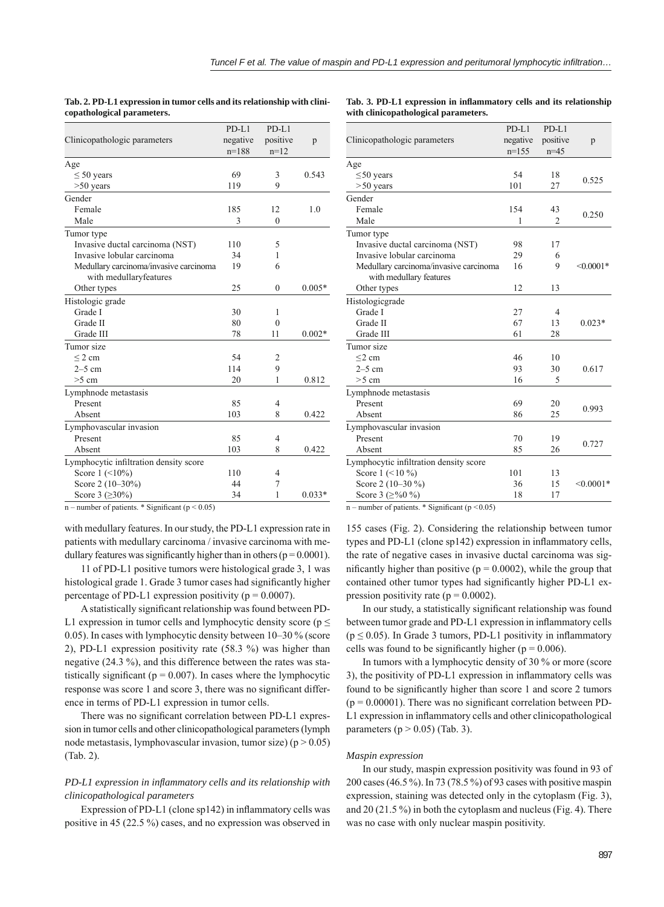**Tab. 2. PD-L1 expression in tumor cells and its relationship with clinicopathological parameters.**

| Clinicopathologic parameters | PD-L1 negative n=188 | PD-L1 positive n=12 | p |
|---|---|---|---|
| Age | | | |
| ≤ 50 years | 69 | 3 | 0.543 |
| >50 years | 119 | 9 | |
| Gender | | | |
| Female | 185 | 12 | 1.0 |
| Male | 3 | 0 | |
| Tumor type | | | |
| Invasive ductal carcinoma (NST) | 110 | 5 | |
| Invasive lobular carcinoma | 34 | 1 | |
| Medullary carcinoma/invasive carcinoma with medullaryfeatures | 19 | 6 | |
| Other types | 25 | 0 | 0.005* |
| Histologic grade | | | |
| Grade I | 30 | 1 | |
| Grade II | 80 | 0 | |
| Grade III | 78 | 11 | 0.002* |
| Tumor size | | | |
| ≤ 2 cm | 54 | 2 | |
| 2–5 cm | 114 | 9 | |
| >5 cm | 20 | 1 | 0.812 |
| Lymphnode metastasis | | | |
| Present | 85 | 4 | |
| Absent | 103 | 8 | 0.422 |
| Lymphovascular invasion | | | |
| Present | 85 | 4 | |
| Absent | 103 | 8 | 0.422 |
| Lymphocytic infiltration density score | | | |
| Score 1 (<10%) | 110 | 4 | |
| Score 2 (10–30%) | 44 | 7 | |
| Score 3 (≥30%) | 34 | 1 | 0.033* |

n – number of patients. * Significant ($p < 0.05$)

with medullary features. In our study, the PD-L1 expression rate in patients with medullary carcinoma / invasive carcinoma with medullary features was significantly higher than in others ($p = 0.0001$).

11 of PD-L1 positive tumors were histological grade 3, 1 was histological grade 1. Grade 3 tumor cases had significantly higher percentage of PD-L1 expression positivity ($p = 0.0007$).

A statistically significant relationship was found between PD-L1 expression in tumor cells and lymphocytic density score ($p \leq 0.05$). In cases with lymphocytic density between 10–30 % (score 2), PD-L1 expression positivity rate (58.3 %) was higher than negative (24.3 %), and this difference between the rates was statistically significant ($p = 0.007$). In cases where the lymphocytic response was score 1 and score 3, there was no significant difference in terms of PD-L1 expression in tumor cells.

There was no significant correlation between PD-L1 expression in tumor cells and other clinicopathological parameters (lymph node metastasis, lymphovascular invasion, tumor size) ($p > 0.05$) (Tab. 2).

### *PD-L1 expression in inflammatory cells and its relationship with clinicopathological parameters*

Expression of PD-L1 (clone sp142) in inflammatory cells was positive in 45 (22.5 %) cases, and no expression was observed in 155 cases (Fig. 2). Considering the relationship between tumor types and PD-L1 (clone sp142) expression in inflammatory cells, the rate of negative cases in invasive ductal carcinoma was significantly higher than positive ($p = 0.0002$), while the group that contained other tumor types had significantly higher PD-L1 expression positivity rate ($p = 0.0002$).

In our study, a statistically significant relationship was found between tumor grade and PD-L1 expression in inflammatory cells ($p \leq 0.05$). In Grade 3 tumors, PD-L1 positivity in inflammatory cells was found to be significantly higher ($p = 0.006$).

In tumors with a lymphocytic density of 30 % or more (score 3), the positivity of PD-L1 expression in inflammatory cells was found to be significantly higher than score 1 and score 2 tumors ($p = 0.00001$). There was no significant correlation between PD-L1 expression in inflammatory cells and other clinicopathological parameters ($p > 0.05$) (Tab. 3).

**Tab. 3. PD-L1 expression in inflammatory cells and its relationship with clinicopathological parameters.**

| Clinicopathologic parameters | PD-L1 negative n=155 | PD-L1 positive n=45 | p |
|---|---|---|---|
| Age | | | |
| ≤50 years | 54 | 18 | 0.525 |
| > 50 years | 101 | 27 | |
| Gender | | | |
| Female | 154 | 43 | 0.250 |
| Male | 1 | 2 | |
| Tumor type | | | |
| Invasive ductal carcinoma (NST) | 98 | 17 | |
| Invasive lobular carcinoma | 29 | 6 | |
| Medullary carcinoma/invasive carcinoma with medullary features | 16 | 9 | <0.0001* |
| Other types | 12 | 13 | |
| Histologicgrade | | | |
| Grade I | 27 | 4 | |
| Grade II | 67 | 13 | 0.023* |
| Grade III | 61 | 28 | |
| Tumor size | | | |
| ≤2 cm | 46 | 10 | |
| 2–5 cm | 93 | 30 | 0.617 |
| > 5 cm | 16 | 5 | |
| Lymphnode metastasis | | | |
| Present | 69 | 20 | 0.993 |
| Absent | 86 | 25 | |
| Lymphovascular invasion | | | |
| Present | 70 | 19 | 0.727 |
| Absent | 85 | 26 | |
| Lymphocytic infiltration density score | | | |
| Score 1 (<10 %) | 101 | 13 | |
| Score 2 (10–30 %) | 36 | 15 | <0.0001* |
| Score 3 (≥%0 %) | 18 | 17 | |

n – number of patients. * Significant ($p < 0.05$)

### *Maspin expression*

In our study, maspin expression positivity was found in 93 of 200 cases (46.5 %). In 73 (78.5 %) of 93 cases with positive maspin expression, staining was detected only in the cytoplasm (Fig. 3), and 20 (21.5 %) in both the cytoplasm and nucleus (Fig. 4). There was no case with only nuclear maspin positivity.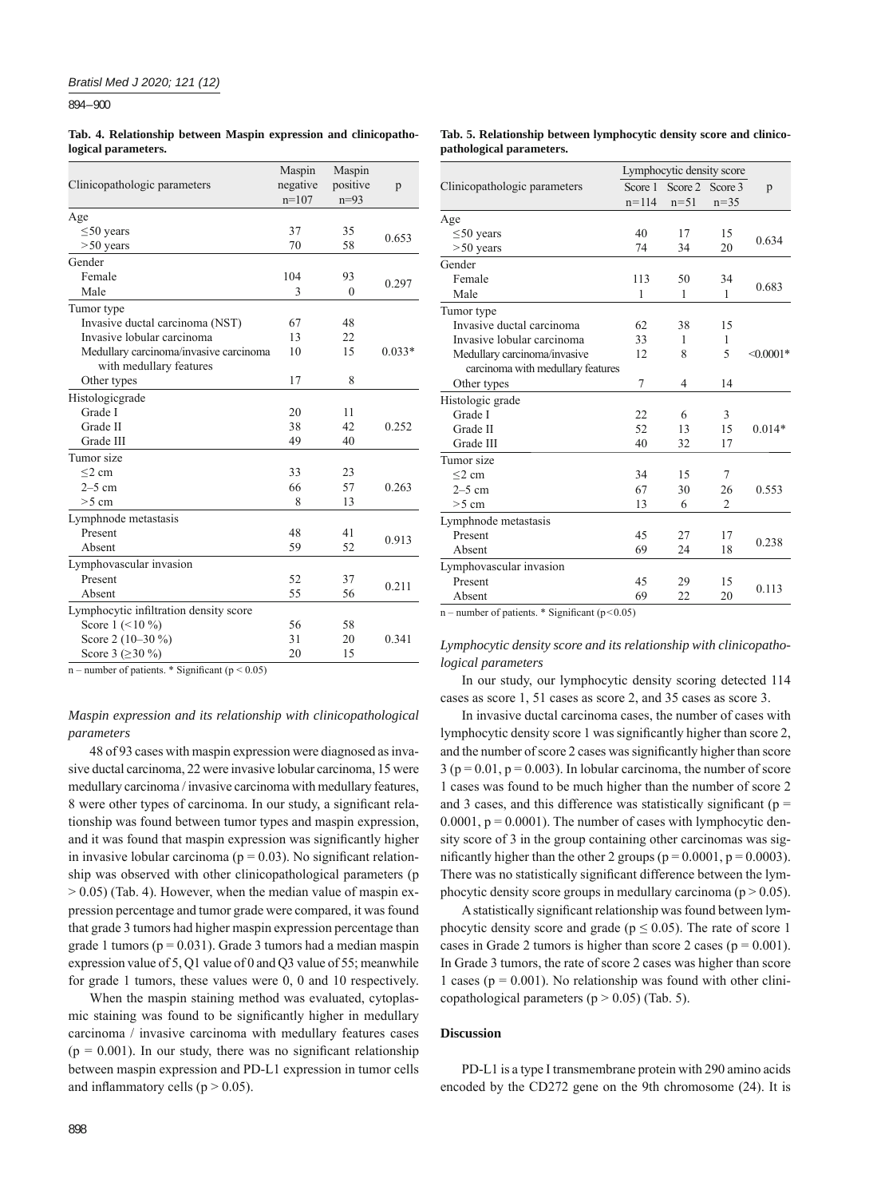**Tab. 4. Relationship between Maspin expression and clinicopathological parameters.**

| Clinicopathologic parameters | Maspin negative n=107 | Maspin positive n=93 | p |
|---|---|---|---|
| Age | | | |
| ≤50 years | 37 | 35 | 0.653 |
| >50 years | 70 | 58 | |
| Gender | | | |
| Female | 104 | 93 | 0.297 |
| Male | 3 | 0 | |
| Tumor type | | | |
| Invasive ductal carcinoma (NST) | 67 | 48 | 0.033* |
| Invasive lobular carcinoma | 13 | 22 | |
| Medullary carcinoma/invasive carcinoma with medullary features | 10 | 15 | |
| Other types | 17 | 8 | |
| Histologicgrade | | | |
| Grade I | 20 | 11 | 0.252 |
| Grade II | 38 | 42 | |
| Grade III | 49 | 40 | |
| Tumor size | | | |
| ≤2 cm | 33 | 23 | 0.263 |
| 2–5 cm | 66 | 57 | |
| >5 cm | 8 | 13 | |
| Lymphnode metastasis | | | |
| Present | 48 | 41 | 0.913 |
| Absent | 59 | 52 | |
| Lymphovascular invasion | | | |
| Present | 52 | 37 | 0.211 |
| Absent | 55 | 56 | |
| Lymphocytic infiltration density score | | | |
| Score 1 (<10 %) | 56 | 58 | 0.341 |
| Score 2 (10–30 %) | 31 | 20 | |
| Score 3 (≥30 %) | 20 | 15 | |

n – number of patients. * Significant ($p < 0.05$)

### *Maspin expression and its relationship with clinicopathological parameters*

48 of 93 cases with maspin expression were diagnosed as invasive ductal carcinoma, 22 were invasive lobular carcinoma, 15 were medullary carcinoma / invasive carcinoma with medullary features, 8 were other types of carcinoma. In our study, a significant relationship was found between tumor types and maspin expression, and it was found that maspin expression was significantly higher in invasive lobular carcinoma ($p = 0.03$). No significant relationship was observed with other clinicopathological parameters ($p > 0.05$) (Tab. 4). However, when the median value of maspin expression percentage and tumor grade were compared, it was found that grade 3 tumors had higher maspin expression percentage than grade 1 tumors ($p = 0.031$). Grade 3 tumors had a median maspin expression value of 5, Q1 value of 0 and Q3 value of 55; meanwhile for grade 1 tumors, these values were 0, 0 and 10 respectively.

When the maspin staining method was evaluated, cytoplasmic staining was found to be significantly higher in medullary carcinoma / invasive carcinoma with medullary features cases ($p = 0.001$). In our study, there was no significant relationship between maspin expression and PD-L1 expression in tumor cells and inflammatory cells ($p > 0.05$).

**Tab. 5. Relationship between lymphocytic density score and clinicopathological parameters.**

| Clinicopathologic parameters | Lymphocytic density score | | | p |
|---|---|---|---|---|
| | Score 1 n=114 | Score 2 n=51 | Score 3 n=35 | |
| Age | | | | |
| ≤50 years | 40 | 17 | 15 | 0.634 |
| >50 years | 74 | 34 | 20 | |
| Gender | | | | |
| Female | 113 | 50 | 34 | 0.683 |
| Male | 1 | 1 | 1 | |
| Tumor type | | | | |
| Invasive ductal carcinoma | 62 | 38 | 15 | <0.0001* |
| Invasive lobular carcinoma | 33 | 1 | 1 | |
| Medullary carcinoma/invasive carcinoma with medullary features | 12 | 8 | 5 | |
| Other types | 7 | 4 | 14 | |
| Histologic grade | | | | |
| Grade I | 22 | 6 | 3 | 0.014* |
| Grade II | 52 | 13 | 15 | |
| Grade III | 40 | 32 | 17 | |
| Tumor size | | | | |
| ≤2 cm | 34 | 15 | 7 | 0.553 |
| 2–5 cm | 67 | 30 | 26 | |
| >5 cm | 13 | 6 | 2 | |
| Lymphnode metastasis | | | | |
| Present | 45 | 27 | 17 | 0.238 |
| Absent | 69 | 24 | 18 | |
| Lymphovascular invasion | | | | |
| Present | 45 | 29 | 15 | 0.113 |
| Absent | 69 | 22 | 20 | |

n – number of patients. * Significant ($p<0.05$)

### *Lymphocytic density score and its relationship with clinicopathological parameters*

In our study, our lymphocytic density scoring detected 114 cases as score 1, 51 cases as score 2, and 35 cases as score 3.

In invasive ductal carcinoma cases, the number of cases with lymphocytic density score 1 was significantly higher than score 2, and the number of score 2 cases was significantly higher than score 3 ($p = 0.01$, $p = 0.003$). In lobular carcinoma, the number of score 1 cases was found to be much higher than the number of score 2 and 3 cases, and this difference was statistically significant ($p = 0.0001$, $p = 0.0001$). The number of cases with lymphocytic density score of 3 in the group containing other carcinomas was significantly higher than the other 2 groups ($p = 0.0001$, $p = 0.0003$). There was no statistically significant difference between the lymphocytic density score groups in medullary carcinoma ($p > 0.05$).

A statistically significant relationship was found between lymphocytic density score and grade ($p \leq 0.05$). The rate of score 1 cases in Grade 2 tumors is higher than score 2 cases ($p = 0.001$). In Grade 3 tumors, the rate of score 2 cases was higher than score 1 cases ($p = 0.001$). No relationship was found with other clinicopathological parameters ($p > 0.05$) (Tab. 5).

## Discussion

PD-L1 is a type I transmembrane protein with 290 amino acids encoded by the CD272 gene on the 9th chromosome (24). It is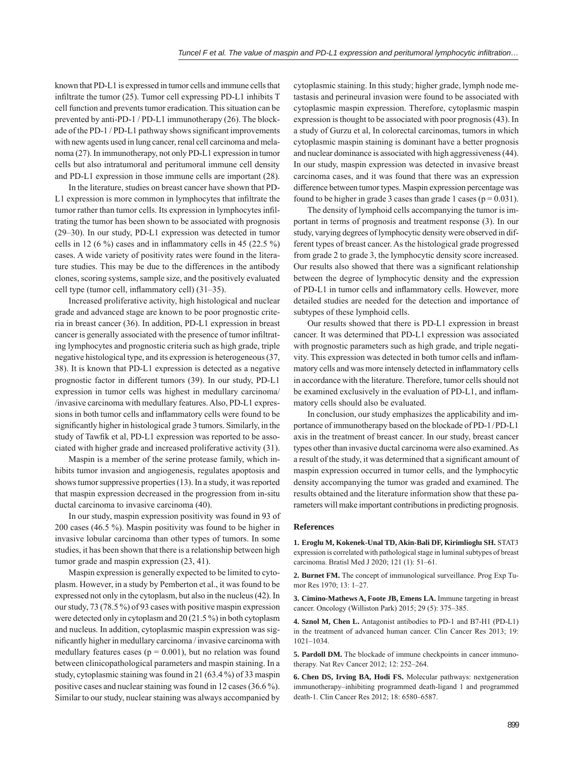known that PD-L1 is expressed in tumor cells and immune cells that infiltrate the tumor (25). Tumor cell expressing PD-L1 inhibits T cell function and prevents tumor eradication. This situation can be prevented by anti-PD-1 / PD-L1 immunotherapy (26). The blockade of the PD-1 / PD-L1 pathway shows significant improvements with new agents used in lung cancer, renal cell carcinoma and melanoma (27). In immunotherapy, not only PD-L1 expression in tumor cells but also intratumoral and peritumoral immune cell density and PD-L1 expression in those immune cells are important (28).

In the literature, studies on breast cancer have shown that PD-L1 expression is more common in lymphocytes that infiltrate the tumor rather than tumor cells. Its expression in lymphocytes infiltrating the tumor has been shown to be associated with prognosis (29–30). In our study, PD-L1 expression was detected in tumor cells in 12 (6 %) cases and in inflammatory cells in 45 (22.5 %) cases. A wide variety of positivity rates were found in the literature studies. This may be due to the differences in the antibody clones, scoring systems, sample size, and the positively evaluated cell type (tumor cell, inflammatory cell) (31–35).

Increased proliferative activity, high histological and nuclear grade and advanced stage are known to be poor prognostic criteria in breast cancer (36). In addition, PD-L1 expression in breast cancer is generally associated with the presence of tumor infiltrating lymphocytes and prognostic criteria such as high grade, triple negative histological type, and its expression is heterogeneous (37, 38). It is known that PD-L1 expression is detected as a negative prognostic factor in different tumors (39). In our study, PD-L1 expression in tumor cells was highest in medullary carcinoma/ /invasive carcinoma with medullary features. Also, PD-L1 expressions in both tumor cells and inflammatory cells were found to be significantly higher in histological grade 3 tumors. Similarly, in the study of Tawfik et al, PD-L1 expression was reported to be associated with higher grade and increased proliferative activity (31).

Maspin is a member of the serine protease family, which inhibits tumor invasion and angiogenesis, regulates apoptosis and shows tumor suppressive properties (13). In a study, it was reported that maspin expression decreased in the progression from in-situ ductal carcinoma to invasive carcinoma (40).

In our study, maspin expression positivity was found in 93 of 200 cases (46.5 %). Maspin positivity was found to be higher in invasive lobular carcinoma than other types of tumors. In some studies, it has been shown that there is a relationship between high tumor grade and maspin expression (23, 41).

Maspin expression is generally expected to be limited to cytoplasm. However, in a study by Pemberton et al., it was found to be expressed not only in the cytoplasm, but also in the nucleus (42). In our study, 73 (78.5 %) of 93 cases with positive maspin expression were detected only in cytoplasm and 20 (21.5 %) in both cytoplasm and nucleus. In addition, cytoplasmic maspin expression was significantly higher in medullary carcinoma / invasive carcinoma with medullary features cases ($p = 0.001$), but no relation was found between clinicopathological parameters and maspin staining. In a study, cytoplasmic staining was found in 21 (63.4 %) of 33 maspin positive cases and nuclear staining was found in 12 cases (36.6 %). Similar to our study, nuclear staining was always accompanied by cytoplasmic staining. In this study; higher grade, lymph node metastasis and perineural invasion were found to be associated with cytoplasmic maspin expression. Therefore, cytoplasmic maspin expression is thought to be associated with poor prognosis (43). In a study of Gurzu et al, In colorectal carcinomas, tumors in which cytoplasmic maspin staining is dominant have a better prognosis and nuclear dominance is associated with high aggressiveness (44). In our study, maspin expression was detected in invasive breast carcinoma cases, and it was found that there was an expression difference between tumor types. Maspin expression percentage was found to be higher in grade 3 cases than grade 1 cases ($p = 0.031$).

The density of lymphoid cells accompanying the tumor is important in terms of prognosis and treatment response (3). In our study, varying degrees of lymphocytic density were observed in different types of breast cancer. As the histological grade progressed from grade 2 to grade 3, the lymphocytic density score increased. Our results also showed that there was a significant relationship between the degree of lymphocytic density and the expression of PD-L1 in tumor cells and inflammatory cells. However, more detailed studies are needed for the detection and importance of subtypes of these lymphoid cells.

Our results showed that there is PD-L1 expression in breast cancer. It was determined that PD-L1 expression was associated with prognostic parameters such as high grade, and triple negativity. This expression was detected in both tumor cells and inflammatory cells and was more intensely detected in inflammatory cells in accordance with the literature. Therefore, tumor cells should not be examined exclusively in the evaluation of PD-L1, and inflammatory cells should also be evaluated.

In conclusion, our study emphasizes the applicability and importance of immunotherapy based on the blockade of PD-1 / PD-L1 axis in the treatment of breast cancer. In our study, breast cancer types other than invasive ductal carcinoma were also examined. As a result of the study, it was determined that a significant amount of maspin expression occurred in tumor cells, and the lymphocytic density accompanying the tumor was graded and examined. The results obtained and the literature information show that these parameters will make important contributions in predicting prognosis.

## References

**1. Eroglu M, Kokenek-Unal TD, Akin-Bali DF, Kirimlioglu SH.** STAT3 expression is correlated with pathological stage in luminal subtypes of breast carcinoma. Bratisl Med J 2020; 121 (1): 51–61.

**2. Burnet FM.** The concept of immunological surveillance. Prog Exp Tumor Res 1970; 13: 1–27.

**3. Cimino-Mathews A, Foote JB, Emens LA.** Immune targeting in breast cancer. Oncology (Williston Park) 2015; 29 (5): 375–385.

**4. Sznol M, Chen L.** Antagonist antibodies to PD-1 and B7-H1 (PD-L1) in the treatment of advanced human cancer. Clin Cancer Res 2013; 19: 1021–1034.

**5. Pardoll DM.** The blockade of immune checkpoints in cancer immunotherapy. Nat Rev Cancer 2012; 12: 252–264.

**6. Chen DS, Irving BA, Hodi FS.** Molecular pathways: nextgeneration immunotherapy–inhibiting programmed death-ligand 1 and programmed death-1. Clin Cancer Res 2012; 18: 6580–6587.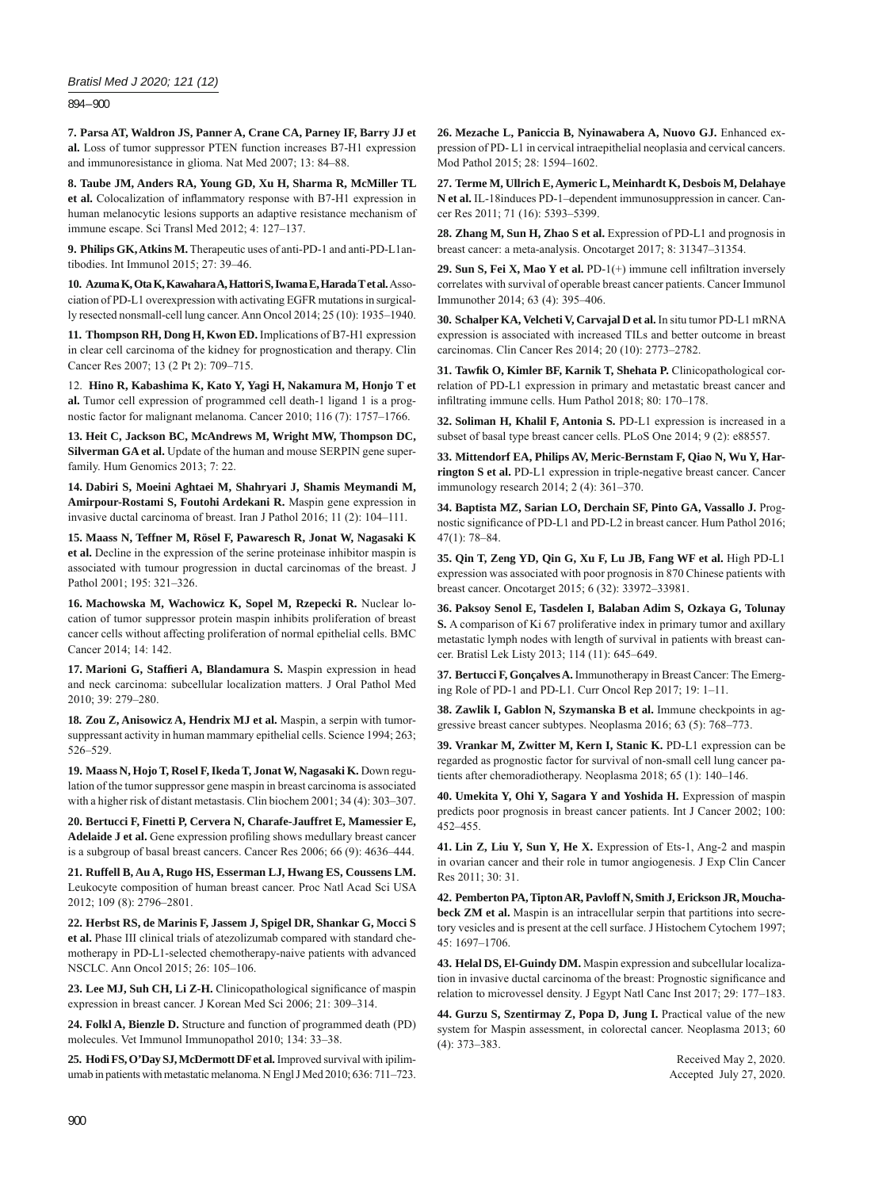**7. Parsa AT, Waldron JS, Panner A, Crane CA, Parney IF, Barry JJ et al.** Loss of tumor suppressor PTEN function increases B7-H1 expression and immunoresistance in glioma. Nat Med 2007; 13: 84–88.

**8. Taube JM, Anders RA, Young GD, Xu H, Sharma R, McMiller TL et al.** Colocalization of inflammatory response with B7-H1 expression in human melanocytic lesions supports an adaptive resistance mechanism of immune escape. Sci Transl Med 2012; 4: 127–137.

**9. Philips GK, Atkins M.** Therapeutic uses of anti-PD-1 and anti-PD-L1antibodies. Int Immunol 2015; 27: 39–46.

**10. Azuma K, Ota K, Kawahara A, Hattori S, Iwama E, Harada T et al.** Association of PD-L1 overexpression with activating EGFR mutations in surgically resected nonsmall-cell lung cancer. Ann Oncol 2014; 25 (10): 1935–1940.

**11. Thompson RH, Dong H, Kwon ED.** Implications of B7-H1 expression in clear cell carcinoma of the kidney for prognostication and therapy. Clin Cancer Res 2007; 13 (2 Pt 2): 709–715.

12. **Hino R, Kabashima K, Kato Y, Yagi H, Nakamura M, Honjo T et al.** Tumor cell expression of programmed cell death-1 ligand 1 is a prognostic factor for malignant melanoma. Cancer 2010; 116 (7): 1757–1766.

**13. Heit C, Jackson BC, McAndrews M, Wright MW, Thompson DC, Silverman GA et al.** Update of the human and mouse SERPIN gene superfamily. Hum Genomics 2013; 7: 22.

**14. Dabiri S, Moeini Aghtaei M, Shahryari J, Shamis Meymandi M, Amirpour-Rostami S, Foutohi Ardekani R.** Maspin gene expression in invasive ductal carcinoma of breast. Iran J Pathol 2016; 11 (2): 104–111.

**15. Maass N, Teffner M, Rösel F, Pawaresch R, Jonat W, Nagasaki K et al.** Decline in the expression of the serine proteinase inhibitor maspin is associated with tumour progression in ductal carcinomas of the breast. J Pathol 2001; 195: 321–326.

**16. Machowska M, Wachowicz K, Sopel M, Rzepecki R.** Nuclear location of tumor suppressor protein maspin inhibits proliferation of breast cancer cells without affecting proliferation of normal epithelial cells. BMC Cancer 2014; 14: 142.

**17. Marioni G, Staffieri A, Blandamura S.** Maspin expression in head and neck carcinoma: subcellular localization matters. J Oral Pathol Med 2010; 39: 279–280.

**18. Zou Z, Anisowicz A, Hendrix MJ et al.** Maspin, a serpin with tumorsuppressant activity in human mammary epithelial cells. Science 1994; 263; 526–529.

**19. Maass N, Hojo T, Rosel F, Ikeda T, Jonat W, Nagasaki K.** Down regulation of the tumor suppressor gene maspin in breast carcinoma is associated with a higher risk of distant metastasis. Clin biochem 2001; 34 (4): 303–307.

**20. Bertucci F, Finetti P, Cervera N, Charafe-Jauffret E, Mamessier E, Adelaide J et al.** Gene expression profiling shows medullary breast cancer is a subgroup of basal breast cancers. Cancer Res 2006; 66 (9): 4636–444.

**21. Ruffell B, Au A, Rugo HS, Esserman LJ, Hwang ES, Coussens LM.** Leukocyte composition of human breast cancer. Proc Natl Acad Sci USA 2012; 109 (8): 2796–2801.

**22. Herbst RS, de Marinis F, Jassem J, Spigel DR, Shankar G, Mocci S et al.** Phase III clinical trials of atezolizumab compared with standard chemotherapy in PD-L1-selected chemotherapy-naive patients with advanced NSCLC. Ann Oncol 2015; 26: 105–106.

**23. Lee MJ, Suh CH, Li Z-H.** Clinicopathological significance of maspin expression in breast cancer. J Korean Med Sci 2006; 21: 309–314.

**24. Folkl A, Bienzle D.** Structure and function of programmed death (PD) molecules. Vet Immunol Immunopathol 2010; 134: 33–38.

**25. Hodi FS, O'Day SJ, McDermott DF et al.** Improved survival with ipilimumab in patients with metastatic melanoma. N Engl J Med 2010; 636: 711–723.

**26. Mezache L, Paniccia B, Nyinawabera A, Nuovo GJ.** Enhanced expression of PD- L1 in cervical intraepithelial neoplasia and cervical cancers. Mod Pathol 2015; 28: 1594–1602.

**27. Terme M, Ullrich E, Aymeric L, Meinhardt K, Desbois M, Delahaye N et al.** IL-18induces PD-1–dependent immunosuppression in cancer. Cancer Res 2011; 71 (16): 5393–5399.

**28. Zhang M, Sun H, Zhao S et al.** Expression of PD-L1 and prognosis in breast cancer: a meta-analysis. Oncotarget 2017; 8: 31347–31354.

**29. Sun S, Fei X, Mao Y et al.** PD-1(+) immune cell infiltration inversely correlates with survival of operable breast cancer patients. Cancer Immunol Immunother 2014; 63 (4): 395–406.

**30. Schalper KA, Velcheti V, Carvajal D et al.** In situ tumor PD-L1 mRNA expression is associated with increased TILs and better outcome in breast carcinomas. Clin Cancer Res 2014; 20 (10): 2773–2782.

**31. Tawfik O, Kimler BF, Karnik T, Shehata P.** Clinicopathological correlation of PD-L1 expression in primary and metastatic breast cancer and infiltrating immune cells. Hum Pathol 2018; 80: 170–178.

**32. Soliman H, Khalil F, Antonia S.** PD-L1 expression is increased in a subset of basal type breast cancer cells. PLoS One 2014; 9 (2): e88557.

**33. Mittendorf EA, Philips AV, Meric-Bernstam F, Qiao N, Wu Y, Harrington S et al.** PD-L1 expression in triple-negative breast cancer. Cancer immunology research 2014; 2 (4): 361–370.

**34. Baptista MZ, Sarian LO, Derchain SF, Pinto GA, Vassallo J.** Prognostic significance of PD-L1 and PD-L2 in breast cancer. Hum Pathol 2016; 47(1): 78–84.

**35. Qin T, Zeng YD, Qin G, Xu F, Lu JB, Fang WF et al.** High PD-L1 expression was associated with poor prognosis in 870 Chinese patients with breast cancer. Oncotarget 2015; 6 (32): 33972–33981.

**36. Paksoy Senol E, Tasdelen I, Balaban Adim S, Ozkaya G, Tolunay S.** A comparison of Ki 67 proliferative index in primary tumor and axillary metastatic lymph nodes with length of survival in patients with breast cancer. Bratisl Lek Listy 2013; 114 (11): 645–649.

**37. Bertucci F, Gonçalves A.** Immunotherapy in Breast Cancer: The Emerging Role of PD-1 and PD-L1. Curr Oncol Rep 2017; 19: 1–11.

**38. Zawlik I, Gablon N, Szymanska B et al.** Immune checkpoints in aggressive breast cancer subtypes. Neoplasma 2016; 63 (5): 768–773.

**39. Vrankar M, Zwitter M, Kern I, Stanic K.** PD-L1 expression can be regarded as prognostic factor for survival of non-small cell lung cancer patients after chemoradiotherapy. Neoplasma 2018; 65 (1): 140–146.

**40. Umekita Y, Ohi Y, Sagara Y and Yoshida H.** Expression of maspin predicts poor prognosis in breast cancer patients. Int J Cancer 2002; 100: 452–455.

**41. Lin Z, Liu Y, Sun Y, He X.** Expression of Ets-1, Ang-2 and maspin in ovarian cancer and their role in tumor angiogenesis. J Exp Clin Cancer Res 2011; 30: 31.

**42. Pemberton PA, Tipton AR, Pavloff N, Smith J, Erickson JR, Mouchabeck ZM et al.** Maspin is an intracellular serpin that partitions into secretory vesicles and is present at the cell surface. J Histochem Cytochem 1997; 45: 1697–1706.

**43. Helal DS, El-Guindy DM.** Maspin expression and subcellular localization in invasive ductal carcinoma of the breast: Prognostic significance and relation to microvessel density. J Egypt Natl Canc Inst 2017; 29: 177–183.

**44. Gurzu S, Szentirmay Z, Popa D, Jung I.** Practical value of the new system for Maspin assessment, in colorectal cancer. Neoplasma 2013; 60 (4): 373–383.

Received May 2, 2020.
Accepted July 27, 2020.